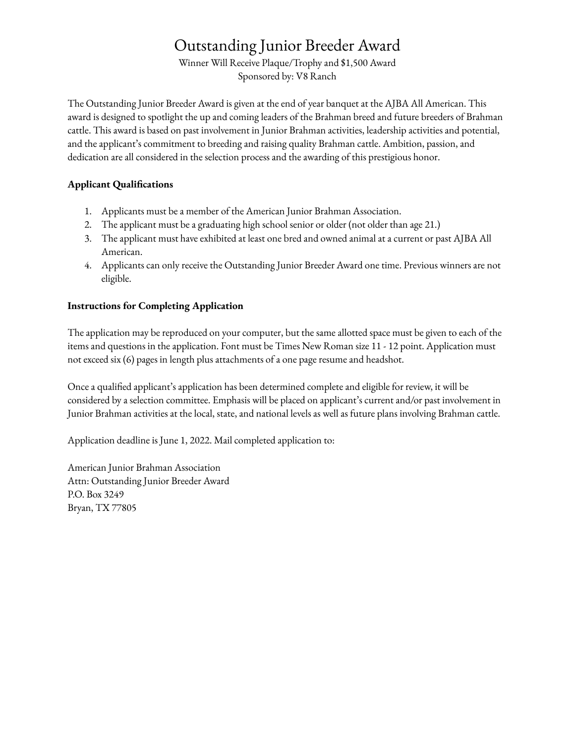# Outstanding Junior Breeder Award

Winner Will Receive Plaque/Trophy and $1,500 Award
Sponsored by: V8 Ranch

The Outstanding Junior Breeder Award is given at the end of year banquet at the AJBA All American. This award is designed to spotlight the up and coming leaders of the Brahman breed and future breeders of Brahman cattle. This award is based on past involvement in Junior Brahman activities, leadership activities and potential, and the applicant's commitment to breeding and raising quality Brahman cattle. Ambition, passion, and dedication are all considered in the selection process and the awarding of this prestigious honor.

**Applicant Qualifications**

1. Applicants must be a member of the American Junior Brahman Association.
2. The applicant must be a graduating high school senior or older (not older than age 21.)
3. The applicant must have exhibited at least one bred and owned animal at a current or past AJBA All American.
4. Applicants can only receive the Outstanding Junior Breeder Award one time. Previous winners are not eligible.

**Instructions for Completing Application**

The application may be reproduced on your computer, but the same allotted space must be given to each of the items and questions in the application. Font must be Times New Roman size 11 - 12 point. Application must not exceed six (6) pages in length plus attachments of a one page resume and headshot.

Once a qualified applicant's application has been determined complete and eligible for review, it will be considered by a selection committee. Emphasis will be placed on applicant's current and/or past involvement in Junior Brahman activities at the local, state, and national levels as well as future plans involving Brahman cattle.

Application deadline is June 1, 2022. Mail completed application to:

American Junior Brahman Association
Attn: Outstanding Junior Breeder Award
P.O. Box 3249
Bryan, TX 77805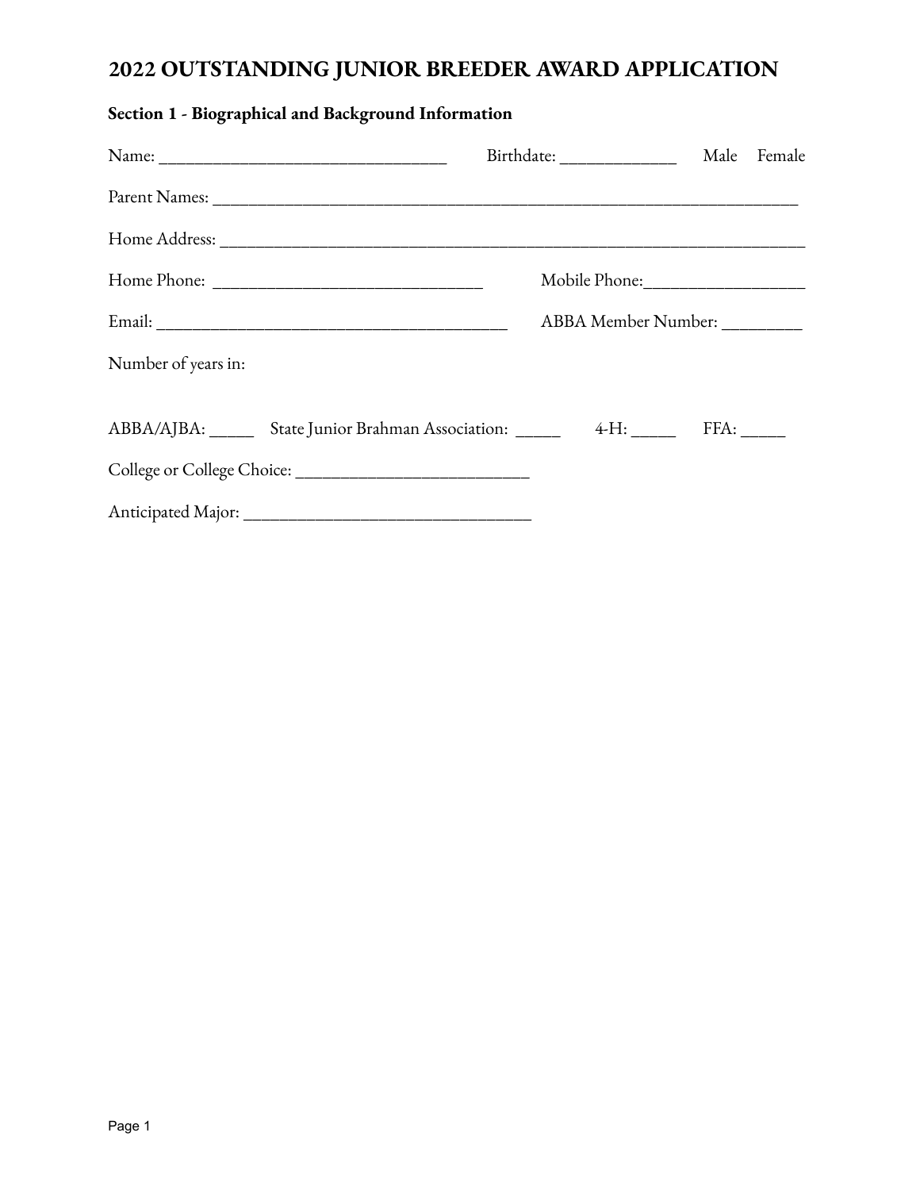# 2022 OUTSTANDING JUNIOR BREEDER AWARD APPLICATION

## Section 1 - Biographical and Background Information

Name: ________________________________ Birthdate: _____________ Male Female

Parent Names: ____________________________________________________________________

Home Address: ____________________________________________________________________

Home Phone: ______________________________ Mobile Phone: __________________

Email: ________________________________________ ABBA Member Number: _________

Number of years in:

ABBA/AJBA: _____ State Junior Brahman Association: _____ 4-H: _____ FFA: _____

College or College Choice: __________________________

Anticipated Major: ________________________________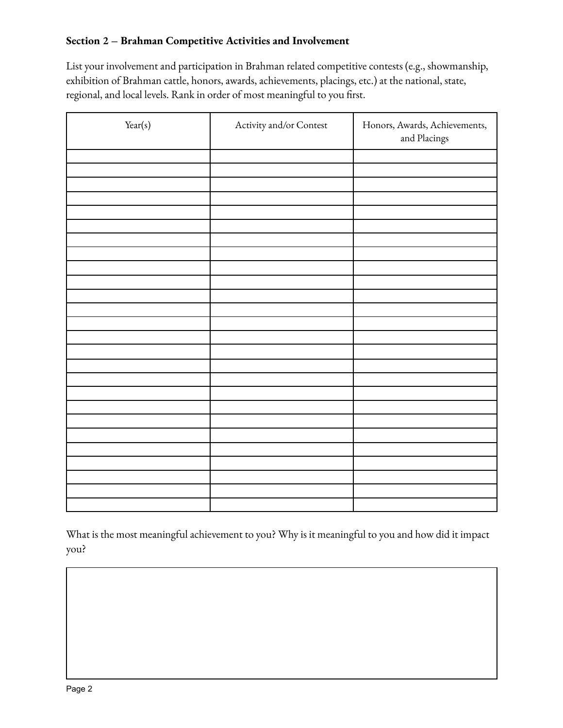**Section 2 – Brahman Competitive Activities and Involvement**

List your involvement and participation in Brahman related competitive contests (e.g., showmanship, exhibition of Brahman cattle, honors, awards, achievements, placings, etc.) at the national, state, regional, and local levels. Rank in order of most meaningful to you first.

| Year(s) | Activity and/or Contest | Honors, Awards, Achievements, and Placings |
|---|---|---|
| | | |
| | | |
| | | |
| | | |
| | | |
| | | |
| | | |
| | | |
| | | |
| | | |
| | | |
| | | |
| | | |
| | | |
| | | |
| | | |
| | | |
| | | |
| | | |
| | | |
| | | |
| | | |
| | | |
| | | |
| | | |
| | | |

What is the most meaningful achievement to you? Why is it meaningful to you and how did it impact you?

| |
|---|
| |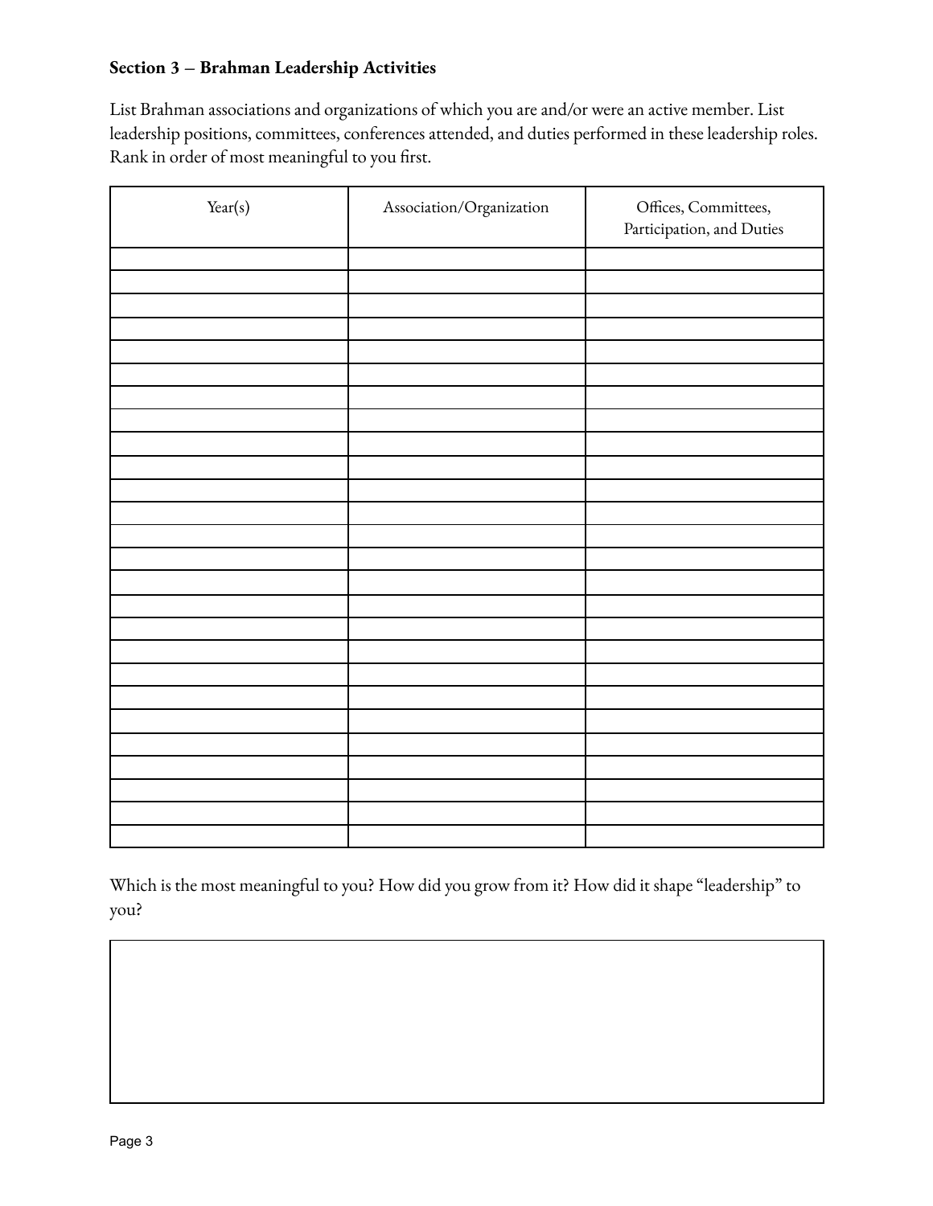**Section 3 – Brahman Leadership Activities**

List Brahman associations and organizations of which you are and/or were an active member. List leadership positions, committees, conferences attended, and duties performed in these leadership roles. Rank in order of most meaningful to you first.

| Year(s) | Association/Organization | Offices, Committees, Participation, and Duties |
|---|---|---|
| | | |
| | | |
| | | |
| | | |
| | | |
| | | |
| | | |
| | | |
| | | |
| | | |
| | | |
| | | |
| | | |
| | | |
| | | |
| | | |
| | | |
| | | |
| | | |
| | | |
| | | |
| | | |
| | | |
| | | |
| | | |
| | | |

Which is the most meaningful to you? How did you grow from it? How did it shape "leadership" to you?

| |
|---|
| |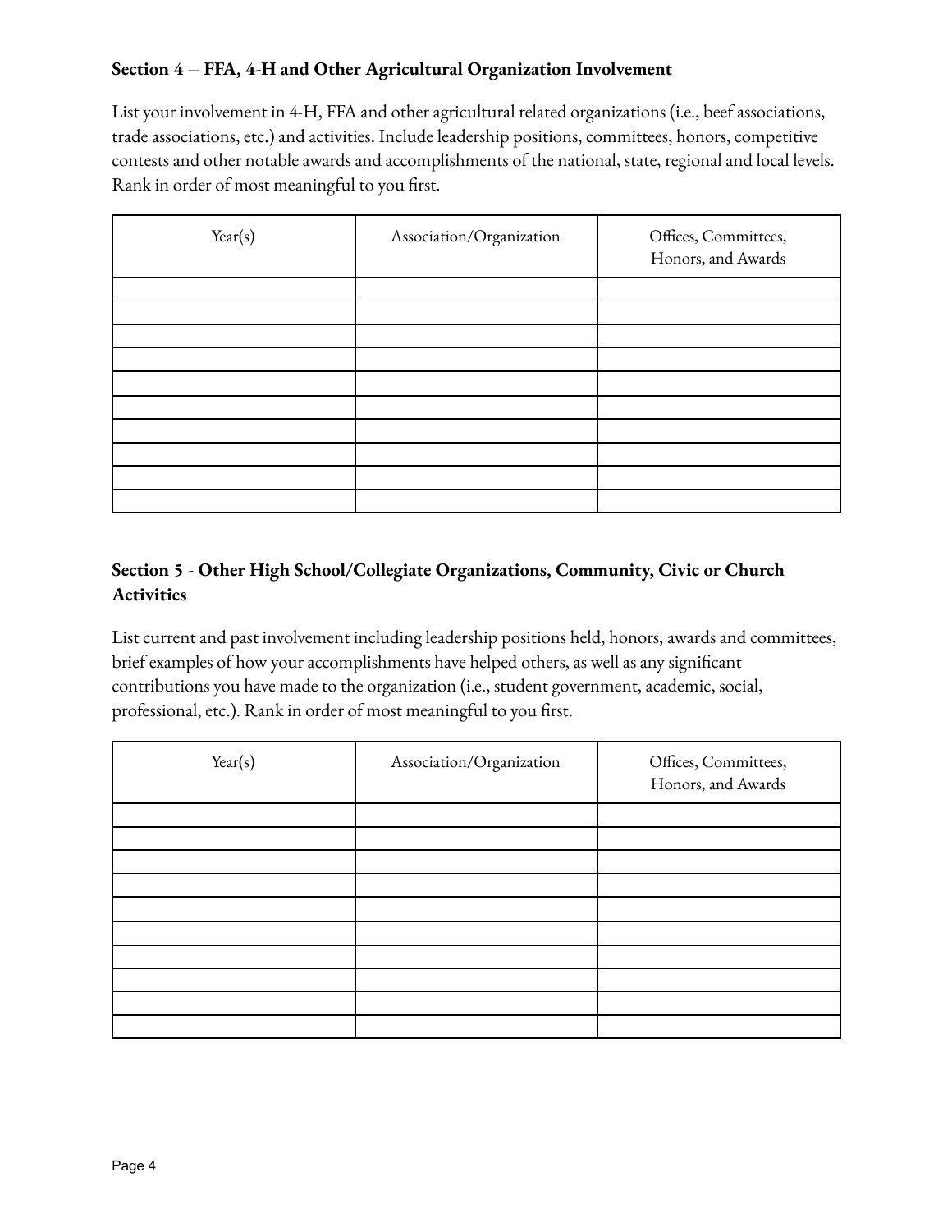**Section 4 – FFA, 4-H and Other Agricultural Organization Involvement**

List your involvement in 4-H, FFA and other agricultural related organizations (i.e., beef associations, trade associations, etc.) and activities. Include leadership positions, committees, honors, competitive contests and other notable awards and accomplishments of the national, state, regional and local levels. Rank in order of most meaningful to you first.

| Year(s) | Association/Organization | Offices, Committees, Honors, and Awards |
|---|---|---|
| | | |
| | | |
| | | |
| | | |
| | | |
| | | |
| | | |
| | | |
| | | |
| | | |

**Section 5 - Other High School/Collegiate Organizations, Community, Civic or Church Activities**

List current and past involvement including leadership positions held, honors, awards and committees, brief examples of how your accomplishments have helped others, as well as any significant contributions you have made to the organization (i.e., student government, academic, social, professional, etc.). Rank in order of most meaningful to you first.

| Year(s) | Association/Organization | Offices, Committees, Honors, and Awards |
|---|---|---|
| | | |
| | | |
| | | |
| | | |
| | | |
| | | |
| | | |
| | | |
| | | |
| | | |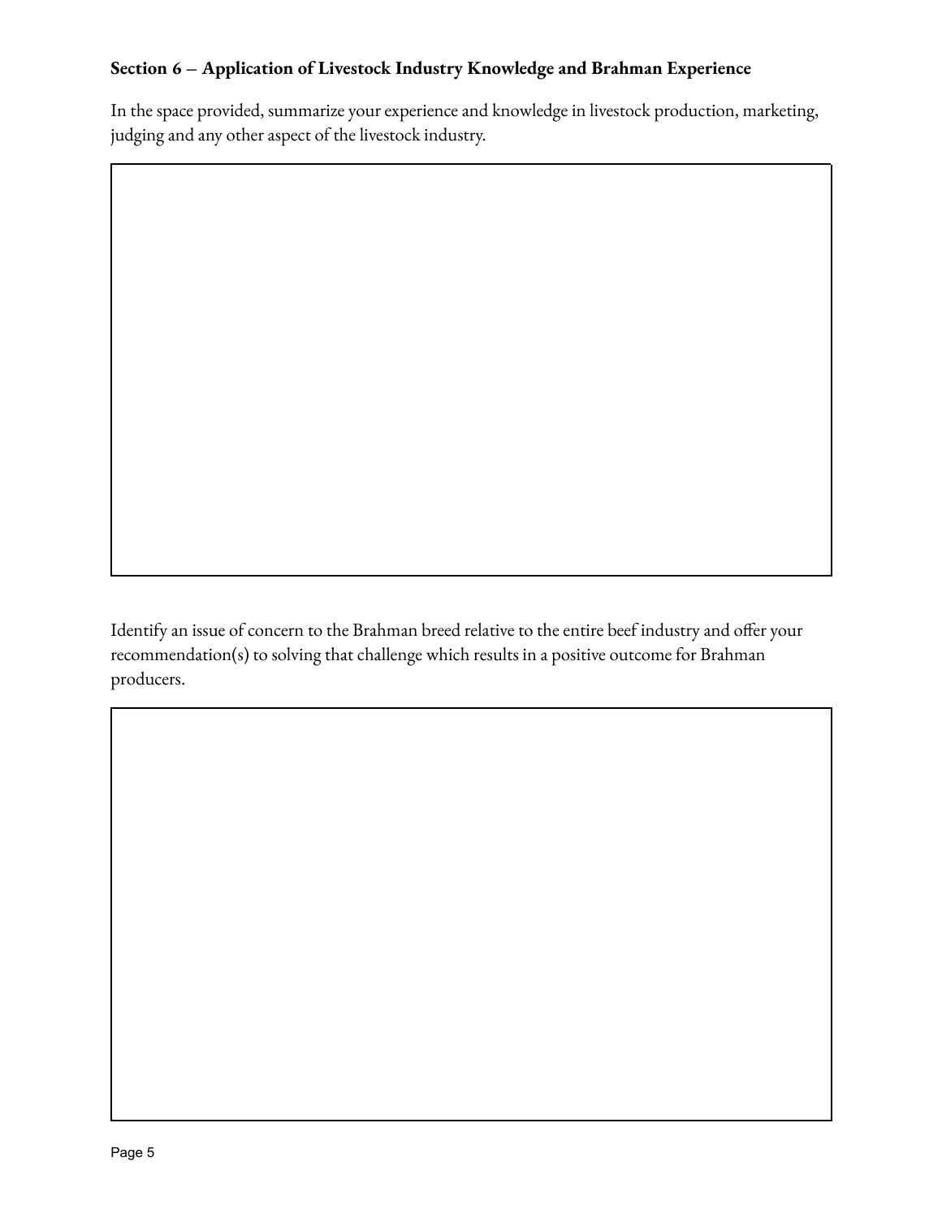**Section 6 – Application of Livestock Industry Knowledge and Brahman Experience**

In the space provided, summarize your experience and knowledge in livestock production, marketing, judging and any other aspect of the livestock industry.

Identify an issue of concern to the Brahman breed relative to the entire beef industry and offer your recommendation(s) to solving that challenge which results in a positive outcome for Brahman producers.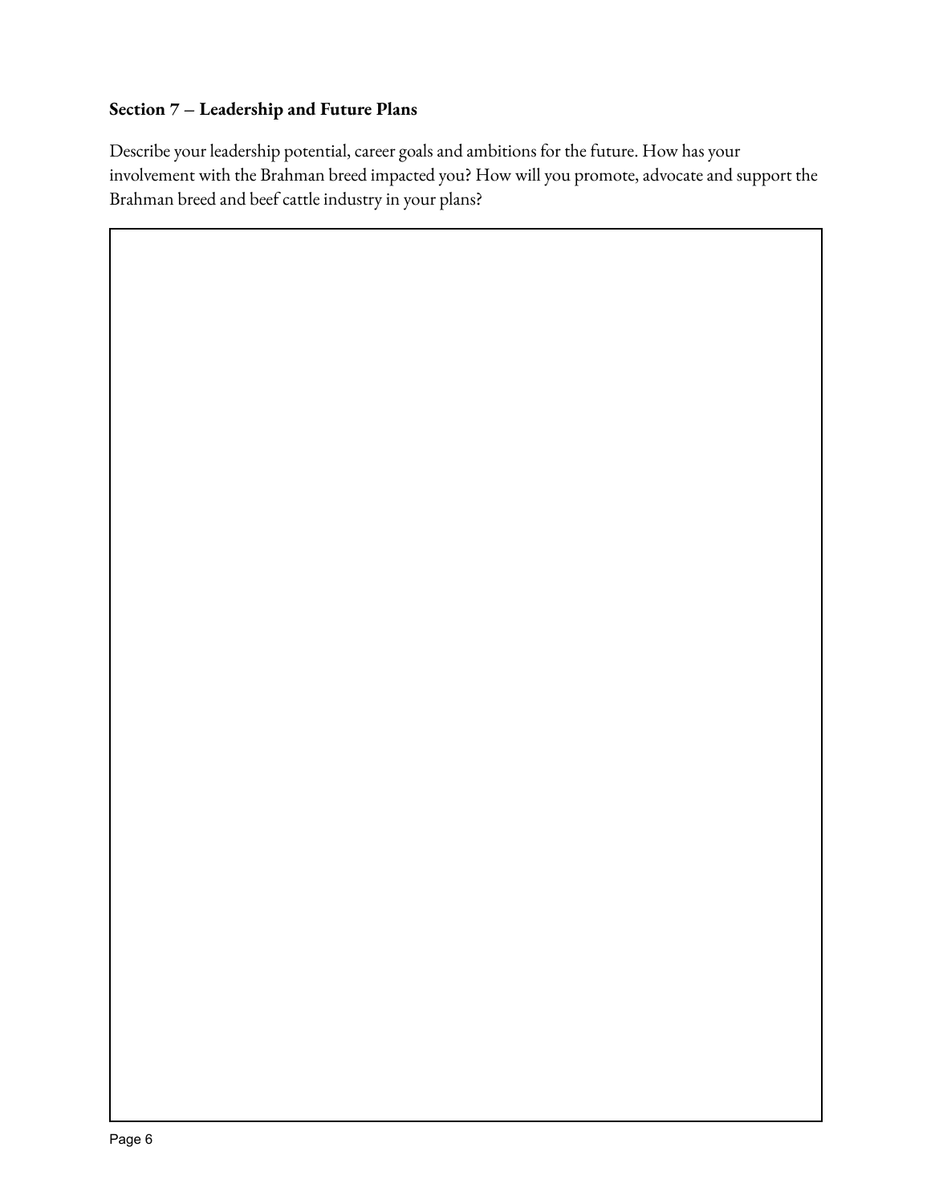**Section 7 – Leadership and Future Plans**

Describe your leadership potential, career goals and ambitions for the future. How has your involvement with the Brahman breed impacted you? How will you promote, advocate and support the Brahman breed and beef cattle industry in your plans?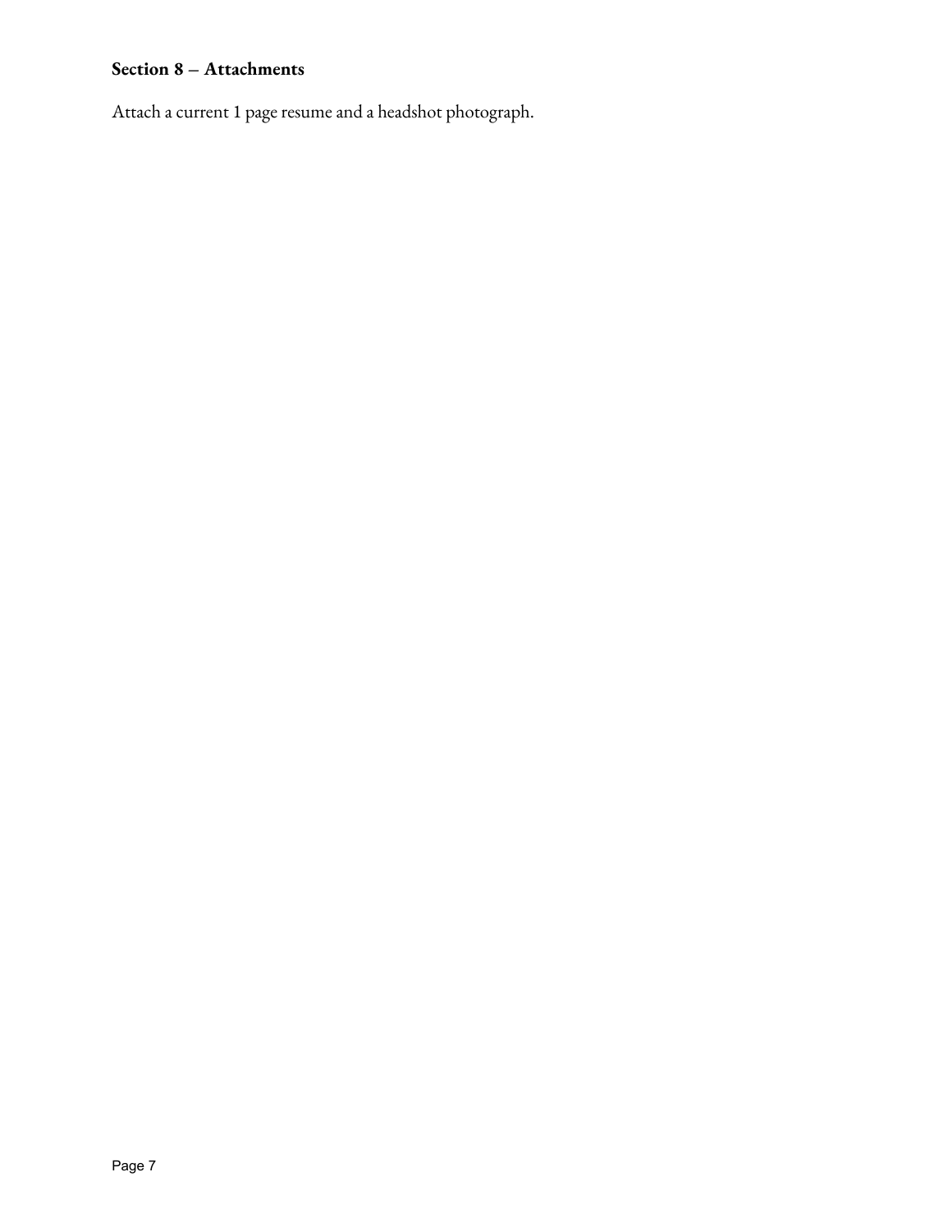### Section 8 – Attachments

Attach a current 1 page resume and a headshot photograph.